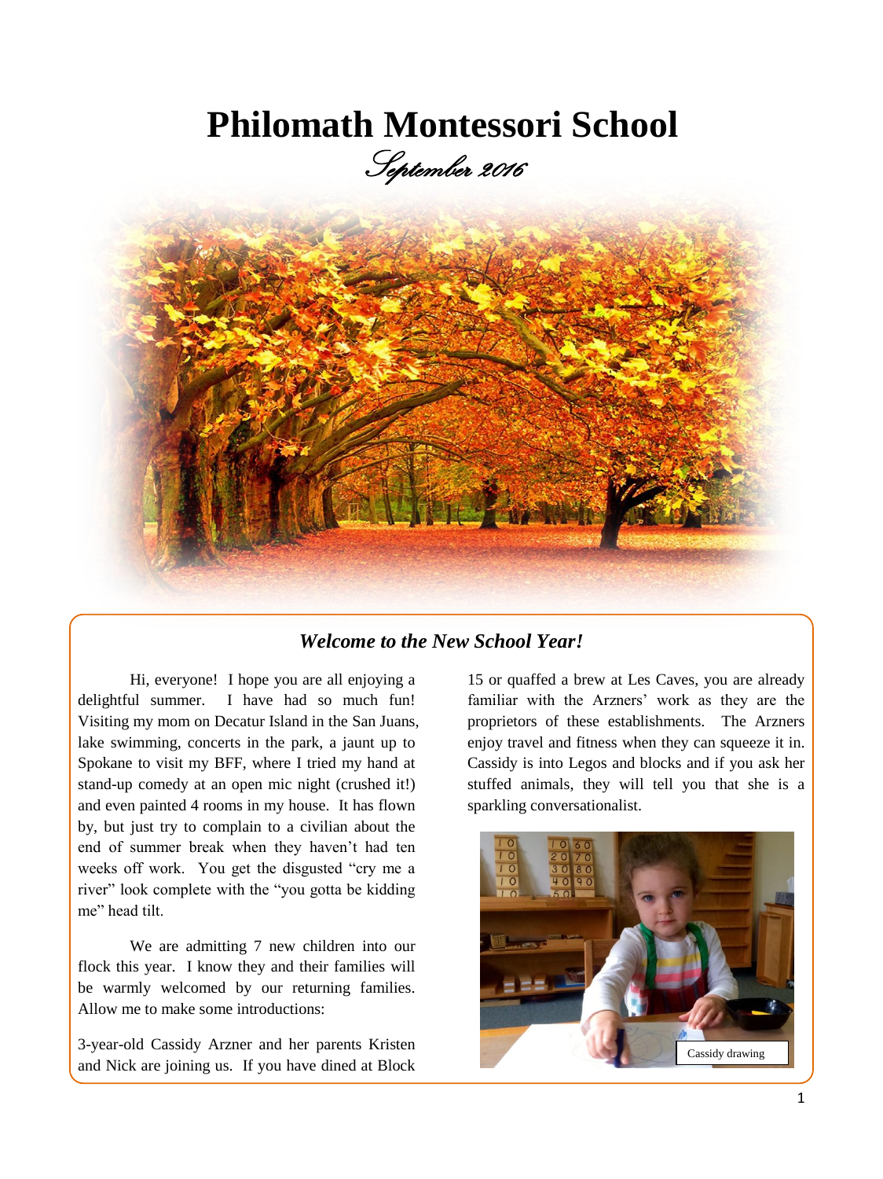# Philomath Montessori School

*September 2016*

## *Welcome to the New School Year!*

Hi, everyone! I hope you are all enjoying a delightful summer. I have had so much fun! Visiting my mom on Decatur Island in the San Juans, lake swimming, concerts in the park, a jaunt up to Spokane to visit my BFF, where I tried my hand at stand-up comedy at an open mic night (crushed it!) and even painted 4 rooms in my house. It has flown by, but just try to complain to a civilian about the end of summer break when they haven't had ten weeks off work. You get the disgusted "cry me a river" look complete with the "you gotta be kidding me" head tilt.

We are admitting 7 new children into our flock this year. I know they and their families will be warmly welcomed by our returning families. Allow me to make some introductions:

3-year-old Cassidy Arzner and her parents Kristen and Nick are joining us. If you have dined at Block 15 or quaffed a brew at Les Caves, you are already familiar with the Arzners' work as they are the proprietors of these establishments. The Arzners enjoy travel and fitness when they can squeeze it in. Cassidy is into Legos and blocks and if you ask her stuffed animals, they will tell you that she is a sparkling conversationalist.

Cassidy drawing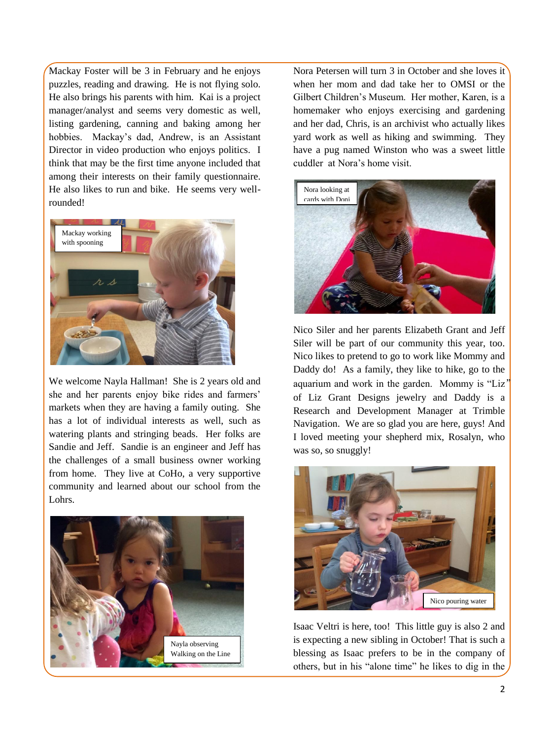Mackay Foster will be 3 in February and he enjoys puzzles, reading and drawing. He is not flying solo. He also brings his parents with him. Kai is a project manager/analyst and seems very domestic as well, listing gardening, canning and baking among her hobbies. Mackay's dad, Andrew, is an Assistant Director in video production who enjoys politics. I think that may be the first time anyone included that among their interests on their family questionnaire. He also likes to run and bike. He seems very well-rounded!

Mackay working with spooning

We welcome Nayla Hallman! She is 2 years old and she and her parents enjoy bike rides and farmers' markets when they are having a family outing. She has a lot of individual interests as well, such as watering plants and stringing beads. Her folks are Sandie and Jeff. Sandie is an engineer and Jeff has the challenges of a small business owner working from home. They live at CoHo, a very supportive community and learned about our school from the Lohrs.

Nayla observing Walking on the Line

Nora Petersen will turn 3 in October and she loves it when her mom and dad take her to OMSI or the Gilbert Children's Museum. Her mother, Karen, is a homemaker who enjoys exercising and gardening and her dad, Chris, is an archivist who actually likes yard work as well as hiking and swimming. They have a pug named Winston who was a sweet little cuddler at Nora's home visit.

Nora looking at cards with Doni

Nico Siler and her parents Elizabeth Grant and Jeff Siler will be part of our community this year, too. Nico likes to pretend to go to work like Mommy and Daddy do! As a family, they like to hike, go to the aquarium and work in the garden. Mommy is "Liz" of Liz Grant Designs jewelry and Daddy is a Research and Development Manager at Trimble Navigation. We are so glad you are here, guys! And I loved meeting your shepherd mix, Rosalyn, who was so, so snuggly!

Nico pouring water

Isaac Veltri is here, too! This little guy is also 2 and is expecting a new sibling in October! That is such a blessing as Isaac prefers to be in the company of others, but in his "alone time" he likes to dig in the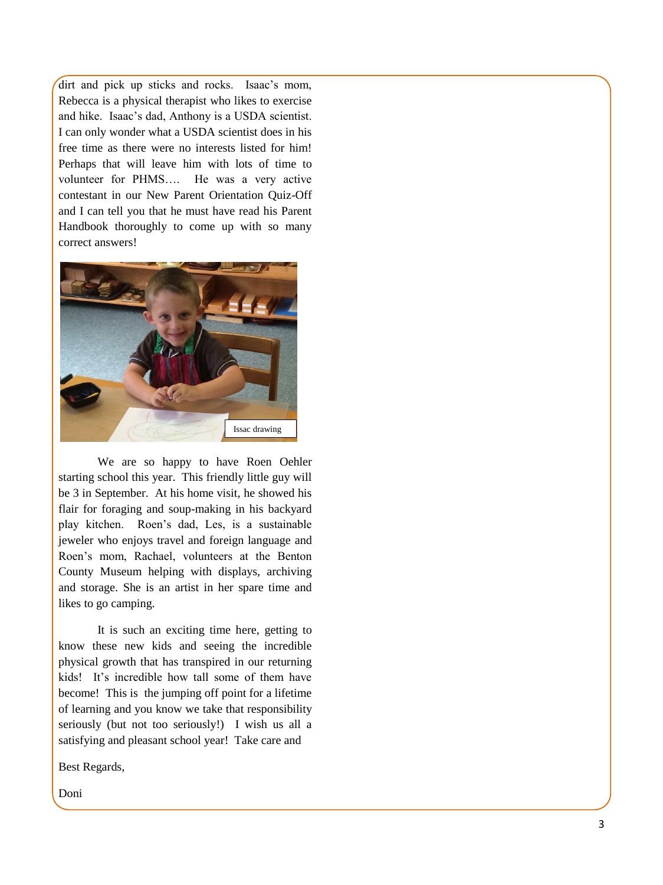dirt and pick up sticks and rocks. Isaac's mom, Rebecca is a physical therapist who likes to exercise and hike. Isaac's dad, Anthony is a USDA scientist. I can only wonder what a USDA scientist does in his free time as there were no interests listed for him! Perhaps that will leave him with lots of time to volunteer for PHMS…. He was a very active contestant in our New Parent Orientation Quiz-Off and I can tell you that he must have read his Parent Handbook thoroughly to come up with so many correct answers!

Issac drawing

We are so happy to have Roen Oehler starting school this year. This friendly little guy will be 3 in September. At his home visit, he showed his flair for foraging and soup-making in his backyard play kitchen. Roen's dad, Les, is a sustainable jeweler who enjoys travel and foreign language and Roen's mom, Rachael, volunteers at the Benton County Museum helping with displays, archiving and storage. She is an artist in her spare time and likes to go camping.

It is such an exciting time here, getting to know these new kids and seeing the incredible physical growth that has transpired in our returning kids! It's incredible how tall some of them have become! This is the jumping off point for a lifetime of learning and you know we take that responsibility seriously (but not too seriously!) I wish us all a satisfying and pleasant school year! Take care and

Best Regards,

Doni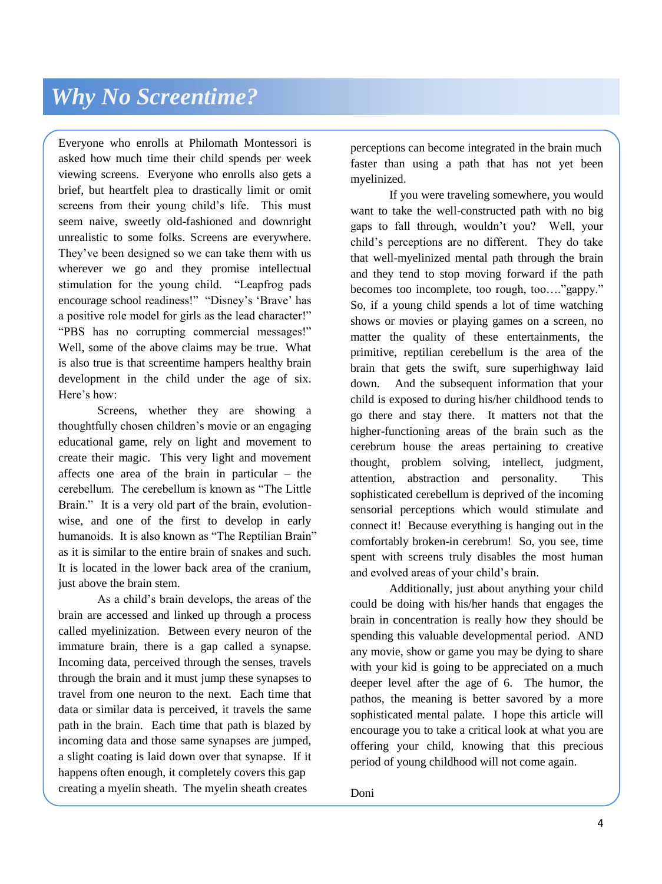# *Why No Screentime?*

Everyone who enrolls at Philomath Montessori is asked how much time their child spends per week viewing screens. Everyone who enrolls also gets a brief, but heartfelt plea to drastically limit or omit screens from their young child's life. This must seem naive, sweetly old-fashioned and downright unrealistic to some folks. Screens are everywhere. They've been designed so we can take them with us wherever we go and they promise intellectual stimulation for the young child. "Leapfrog pads encourage school readiness!" "Disney's 'Brave' has a positive role model for girls as the lead character!" "PBS has no corrupting commercial messages!" Well, some of the above claims may be true. What is also true is that screentime hampers healthy brain development in the child under the age of six. Here's how:

Screens, whether they are showing a thoughtfully chosen children's movie or an engaging educational game, rely on light and movement to create their magic. This very light and movement affects one area of the brain in particular – the cerebellum. The cerebellum is known as "The Little Brain." It is a very old part of the brain, evolution-wise, and one of the first to develop in early humanoids. It is also known as "The Reptilian Brain" as it is similar to the entire brain of snakes and such. It is located in the lower back area of the cranium, just above the brain stem.

As a child's brain develops, the areas of the brain are accessed and linked up through a process called myelinization. Between every neuron of the immature brain, there is a gap called a synapse. Incoming data, perceived through the senses, travels through the brain and it must jump these synapses to travel from one neuron to the next. Each time that data or similar data is perceived, it travels the same path in the brain. Each time that path is blazed by incoming data and those same synapses are jumped, a slight coating is laid down over that synapse. If it happens often enough, it completely covers this gap creating a myelin sheath. The myelin sheath creates perceptions can become integrated in the brain much faster than using a path that has not yet been myelinized.

If you were traveling somewhere, you would want to take the well-constructed path with no big gaps to fall through, wouldn't you? Well, your child's perceptions are no different. They do take that well-myelinized mental path through the brain and they tend to stop moving forward if the path becomes too incomplete, too rough, too…."gappy." So, if a young child spends a lot of time watching shows or movies or playing games on a screen, no matter the quality of these entertainments, the primitive, reptilian cerebellum is the area of the brain that gets the swift, sure superhighway laid down. And the subsequent information that your child is exposed to during his/her childhood tends to go there and stay there. It matters not that the higher-functioning areas of the brain such as the cerebrum house the areas pertaining to creative thought, problem solving, intellect, judgment, attention, abstraction and personality. This sophisticated cerebellum is deprived of the incoming sensorial perceptions which would stimulate and connect it! Because everything is hanging out in the comfortably broken-in cerebrum! So, you see, time spent with screens truly disables the most human and evolved areas of your child's brain.

Additionally, just about anything your child could be doing with his/her hands that engages the brain in concentration is really how they should be spending this valuable developmental period. AND any movie, show or game you may be dying to share with your kid is going to be appreciated on a much deeper level after the age of 6. The humor, the pathos, the meaning is better savored by a more sophisticated mental palate. I hope this article will encourage you to take a critical look at what you are offering your child, knowing that this precious period of young childhood will not come again.

Doni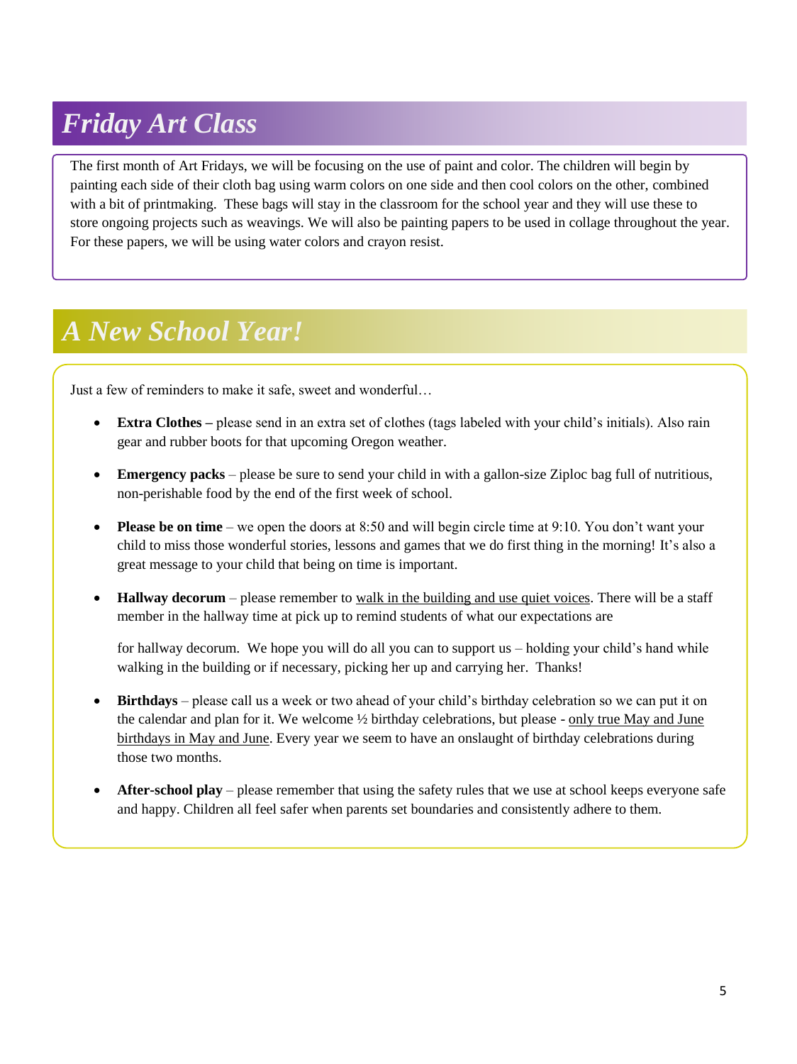## *Friday Art Class*

The first month of Art Fridays, we will be focusing on the use of paint and color. The children will begin by painting each side of their cloth bag using warm colors on one side and then cool colors on the other, combined with a bit of printmaking. These bags will stay in the classroom for the school year and they will use these to store ongoing projects such as weavings. We will also be painting papers to be used in collage throughout the year. For these papers, we will be using water colors and crayon resist.

## *A New School Year!*

Just a few of reminders to make it safe, sweet and wonderful…

- **Extra Clothes –** please send in an extra set of clothes (tags labeled with your child's initials). Also rain gear and rubber boots for that upcoming Oregon weather.
- **Emergency packs** – please be sure to send your child in with a gallon-size Ziploc bag full of nutritious, non-perishable food by the end of the first week of school.
- **Please be on time** – we open the doors at 8:50 and will begin circle time at 9:10. You don't want your child to miss those wonderful stories, lessons and games that we do first thing in the morning! It's also a great message to your child that being on time is important.
- **Hallway decorum** – please remember to walk in the building and use quiet voices. There will be a staff member in the hallway time at pick up to remind students of what our expectations are

  for hallway decorum. We hope you will do all you can to support us – holding your child's hand while walking in the building or if necessary, picking her up and carrying her. Thanks!
- **Birthdays** – please call us a week or two ahead of your child's birthday celebration so we can put it on the calendar and plan for it. We welcome ½ birthday celebrations, but please - only true May and June birthdays in May and June. Every year we seem to have an onslaught of birthday celebrations during those two months.
- **After-school play** – please remember that using the safety rules that we use at school keeps everyone safe and happy. Children all feel safer when parents set boundaries and consistently adhere to them.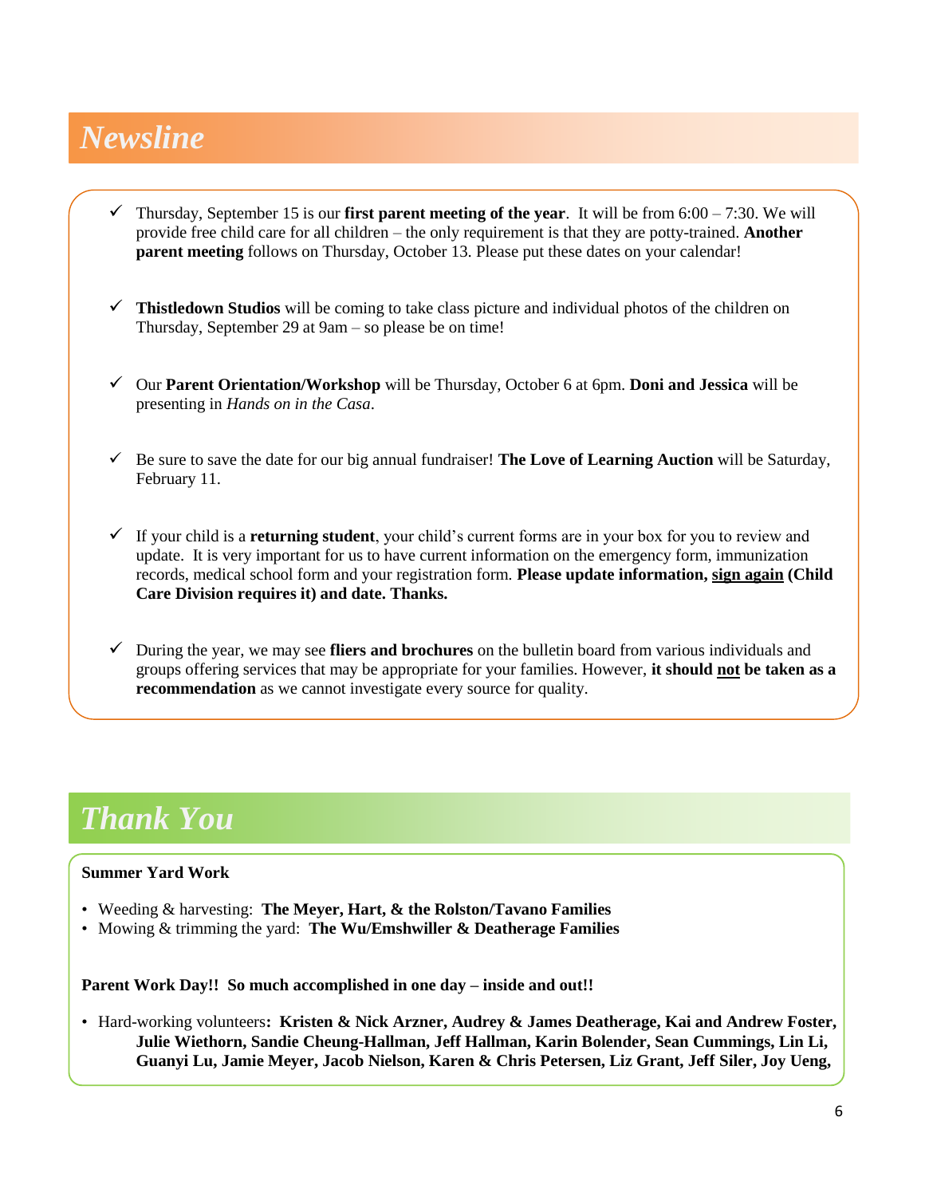# *Newsline*

- ✓ Thursday, September 15 is our **first parent meeting of the year**. It will be from 6:00 – 7:30. We will provide free child care for all children – the only requirement is that they are potty-trained. **Another parent meeting** follows on Thursday, October 13. Please put these dates on your calendar!

- ✓ **Thistledown Studios** will be coming to take class picture and individual photos of the children on Thursday, September 29 at 9am – so please be on time!

- ✓ Our **Parent Orientation/Workshop** will be Thursday, October 6 at 6pm. **Doni and Jessica** will be presenting in *Hands on in the Casa*.

- ✓ Be sure to save the date for our big annual fundraiser! **The Love of Learning Auction** will be Saturday, February 11.

- ✓ If your child is a **returning student**, your child's current forms are in your box for you to review and update. It is very important for us to have current information on the emergency form, immunization records, medical school form and your registration form. **Please update information, <u>sign again</u> (Child Care Division requires it) and date. Thanks.**

- ✓ During the year, we may see **fliers and brochures** on the bulletin board from various individuals and groups offering services that may be appropriate for your families. However, **it should <u>not</u> be taken as a recommendation** as we cannot investigate every source for quality.

# *Thank You*

**Summer Yard Work**

- Weeding & harvesting: **The Meyer, Hart, & the Rolston/Tavano Families**
- Mowing & trimming the yard: **The Wu/Emshwiller & Deatherage Families**

**Parent Work Day!! So much accomplished in one day – inside and out!!**

- Hard-working volunteers**: Kristen & Nick Arzner, Audrey & James Deatherage, Kai and Andrew Foster, Julie Wiethorn, Sandie Cheung-Hallman, Jeff Hallman, Karin Bolender, Sean Cummings, Lin Li, Guanyi Lu, Jamie Meyer, Jacob Nielson, Karen & Chris Petersen, Liz Grant, Jeff Siler, Joy Ueng,**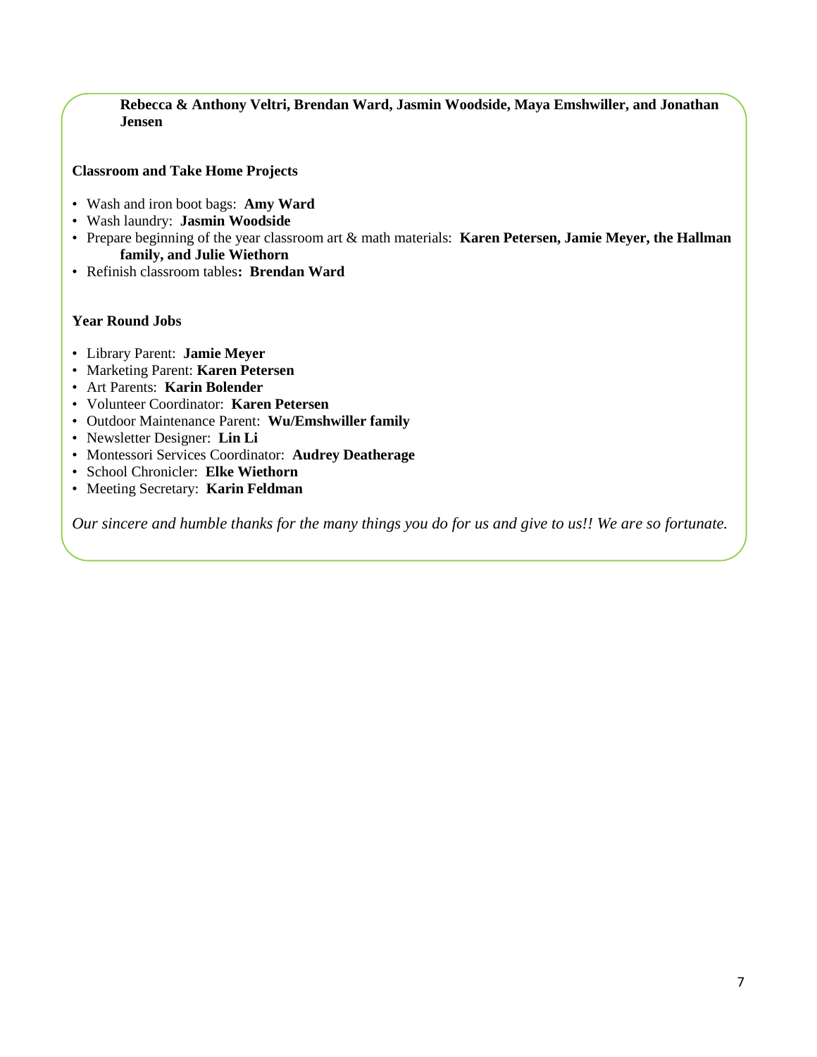**Rebecca & Anthony Veltri, Brendan Ward, Jasmin Woodside, Maya Emshwiller, and Jonathan Jensen**

**Classroom and Take Home Projects**

- Wash and iron boot bags: **Amy Ward**
- Wash laundry: **Jasmin Woodside**
- Prepare beginning of the year classroom art & math materials: **Karen Petersen, Jamie Meyer, the Hallman family, and Julie Wiethorn**
- Refinish classroom tables**: Brendan Ward**

**Year Round Jobs**

- Library Parent: **Jamie Meyer**
- Marketing Parent: **Karen Petersen**
- Art Parents: **Karin Bolender**
- Volunteer Coordinator: **Karen Petersen**
- Outdoor Maintenance Parent: **Wu/Emshwiller family**
- Newsletter Designer: **Lin Li**
- Montessori Services Coordinator: **Audrey Deatherage**
- School Chronicler: **Elke Wiethorn**
- Meeting Secretary: **Karin Feldman**

*Our sincere and humble thanks for the many things you do for us and give to us!! We are so fortunate.*